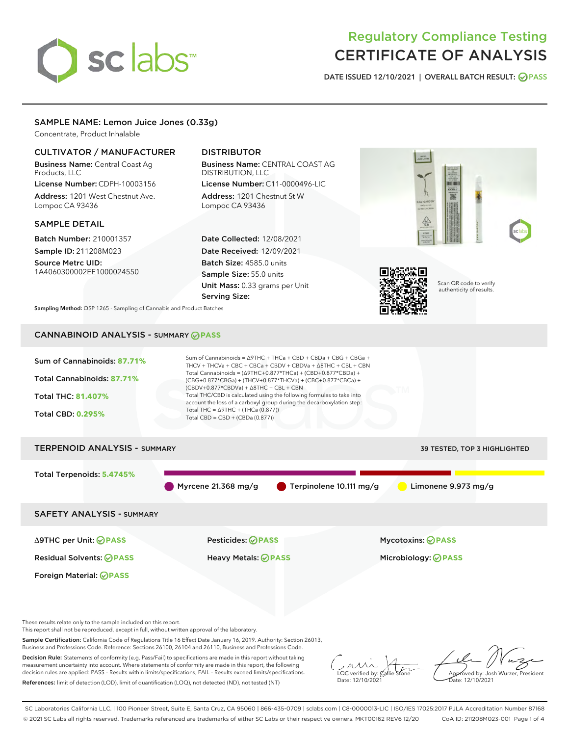# Regulatory Compliance Testing
# CERTIFICATE OF ANALYSIS

DATE ISSUED 12/10/2021 | OVERALL BATCH RESULT: PASS

## SAMPLE NAME: Lemon Juice Jones (0.33g)

Concentrate, Product Inhalable

### CULTIVATOR / MANUFACTURER

**Business Name:** Central Coast Ag Products, LLC

**License Number:** CDPH-10003156

**Address:** 1201 West Chestnut Ave. Lompoc CA 93436

### DISTRIBUTOR

**Business Name:** CENTRAL COAST AG DISTRIBUTION, LLC

**License Number:** C11-0000496-LIC

**Address:** 1201 Chestnut St W Lompoc CA 93436

### SAMPLE DETAIL

**Batch Number:** 210001357

**Sample ID:** 211208M023

**Source Metrc UID:** 1A4060300002EE1000024550

**Date Collected:** 12/08/2021

**Date Received:** 12/09/2021

**Batch Size:** 4585.0 units

**Sample Size:** 55.0 units

**Unit Mass:** 0.33 grams per Unit

**Serving Size:**

Scan QR code to verify authenticity of results.

**Sampling Method:** QSP 1265 - Sampling of Cannabis and Product Batches

## CANNABINOID ANALYSIS - SUMMARY PASS

**Sum of Cannabinoids:** 87.71%

**Total Cannabinoids:** 87.71%

**Total THC:** 81.407%

**Total CBD:** 0.295%

Sum of Cannabinoids = Δ9THC + THCa + CBD + CBDa + CBG + CBGa + THCV + THCVa + CBC + CBCa + CBDV + CBDVa + Δ8THC + CBL + CBN

Total Cannabinoids = (Δ9THC+0.877*THCa) + (CBD+0.877*CBDa) + (CBG+0.877*CBGa) + (THCV+0.877*THCVa) + (CBC+0.877*CBCa) + (CBDV+0.877*CBDVa) + Δ8THC + CBL + CBN

Total THC/CBD is calculated using the following formulas to take into account the loss of a carboxyl group during the decarboxylation step:

Total THC = Δ9THC + (THCa (0.877))

Total CBD = CBD + (CBDa (0.877))

## TERPENOID ANALYSIS - SUMMARY

39 TESTED, TOP 3 HIGHLIGHTED

**Total Terpenoids:** 5.4745%

Myrcene 21.368 mg/g | Terpinolene 10.111 mg/g | Limonene 9.973 mg/g

## SAFETY ANALYSIS - SUMMARY

| | | |
|---|---|---|
| Δ9THC per Unit: PASS | Pesticides: PASS | Mycotoxins: PASS |
| Residual Solvents: PASS | Heavy Metals: PASS | Microbiology: PASS |
| Foreign Material: PASS | | |

These results relate only to the sample included on this report.

This report shall not be reproduced, except in full, without written approval of the laboratory.

**Sample Certification:** California Code of Regulations Title 16 Effect Date January 16, 2019. Authority: Section 26013, Business and Professions Code. Reference: Sections 26100, 26104 and 26110, Business and Professions Code.

**Decision Rule:** Statements of conformity (e.g. Pass/Fail) to specifications are made in this report without taking measurement uncertainty into account. Where statements of conformity are made in this report, the following decision rules are applied: PASS – Results within limits/specifications, FAIL – Results exceed limits/specifications.

**References:** limit of detection (LOD), limit of quantification (LOQ), not detected (ND), not tested (NT)

LQC verified by: Callie Stone
Date: 12/10/2021

Approved by: Josh Wurzer, President
Date: 12/10/2021

SC Laboratories California LLC. | 100 Pioneer Street, Suite E, Santa Cruz, CA 95060 | 866-435-0709 | sclabs.com | C8-0000013-LIC | ISO/IES 17025:2017 PJLA Accreditation Number 87168

© 2021 SC Labs all rights reserved. Trademarks referenced are trademarks of either SC Labs or their respective owners. MKT00162 REV6 12/20 CoA ID: 211208M023-001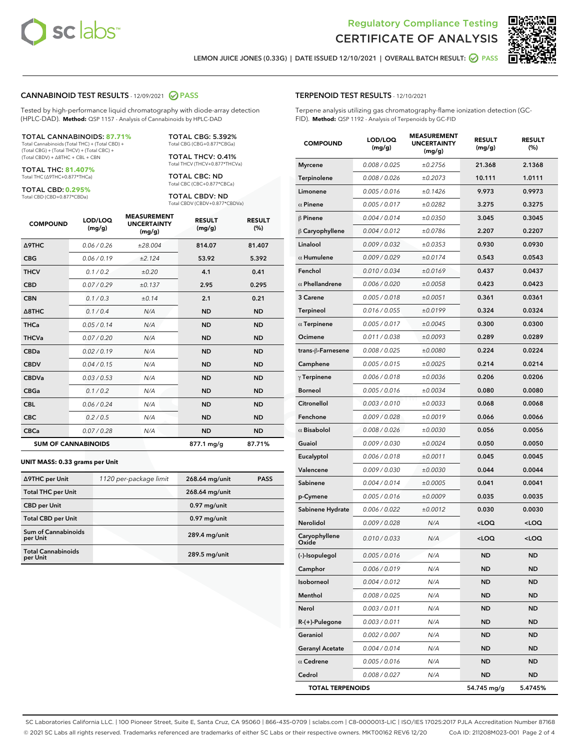# Regulatory Compliance Testing
# CERTIFICATE OF ANALYSIS

LEMON JUICE JONES (0.33G) | DATE ISSUED 12/10/2021 | OVERALL BATCH RESULT: PASS

## CANNABINOID TEST RESULTS - 12/09/2021 PASS

Tested by high-performance liquid chromatography with diode-array detection (HPLC-DAD). **Method:** QSP 1157 - Analysis of Cannabinoids by HPLC-DAD

**TOTAL CANNABINOIDS: 87.71%**
Total Cannabinoids (Total THC) + (Total CBD) + (Total CBG) + (Total THCV) + (Total CBC) + (Total CBDV) + Δ8THC + CBL + CBN

**TOTAL THC: 81.407%**
Total THC (Δ9THC+0.877*THCa)

**TOTAL CBD: 0.295%**
Total CBD (CBD+0.877*CBDa)

**TOTAL CBG: 5.392%**
Total CBG (CBG+0.877*CBGa)

**TOTAL THCV: 0.41%**
Total THCV (THCV+0.877*THCVa)

**TOTAL CBC: ND**
Total CBC (CBC+0.877*CBCa)

**TOTAL CBDV: ND**
Total CBDV (CBDV+0.877*CBDVa)

| COMPOUND | LOD/LOQ (mg/g) | MEASUREMENT UNCERTAINTY (mg/g) | RESULT (mg/g) | RESULT (%) |
|---|---|---|---|---|
| Δ9THC | 0.06 / 0.26 | ±28.004 | 814.07 | 81.407 |
| CBG | 0.06 / 0.19 | ±2.124 | 53.92 | 5.392 |
| THCV | 0.1 / 0.2 | ±0.20 | 4.1 | 0.41 |
| CBD | 0.07 / 0.29 | ±0.137 | 2.95 | 0.295 |
| CBN | 0.1 / 0.3 | ±0.14 | 2.1 | 0.21 |
| Δ8THC | 0.1 / 0.4 | N/A | ND | ND |
| THCa | 0.05 / 0.14 | N/A | ND | ND |
| THCVa | 0.07 / 0.20 | N/A | ND | ND |
| CBDa | 0.02 / 0.19 | N/A | ND | ND |
| CBDV | 0.04 / 0.15 | N/A | ND | ND |
| CBDVa | 0.03 / 0.53 | N/A | ND | ND |
| CBGa | 0.1 / 0.2 | N/A | ND | ND |
| CBL | 0.06 / 0.24 | N/A | ND | ND |
| CBC | 0.2 / 0.5 | N/A | ND | ND |
| CBCa | 0.07 / 0.28 | N/A | ND | ND |
| **SUM OF CANNABINOIDS** | | | 877.1 mg/g | 87.71% |

**UNIT MASS: 0.33 grams per Unit**

| | | | |
|---|---|---|---|
| Δ9THC per Unit | 1120 per-package limit | 268.64 mg/unit | PASS |
| Total THC per Unit | | 268.64 mg/unit | |
| CBD per Unit | | 0.97 mg/unit | |
| Total CBD per Unit | | 0.97 mg/unit | |
| Sum of Cannabinoids per Unit | | 289.4 mg/unit | |
| Total Cannabinoids per Unit | | 289.5 mg/unit | |

## TERPENOID TEST RESULTS - 12/10/2021

Terpene analysis utilizing gas chromatography-flame ionization detection (GC-FID). **Method:** QSP 1192 - Analysis of Terpenoids by GC-FID

| COMPOUND | LOD/LOQ (mg/g) | MEASUREMENT UNCERTAINTY (mg/g) | RESULT (mg/g) | RESULT (%) |
|---|---|---|---|---|
| Myrcene | 0.008 / 0.025 | ±0.2756 | 21.368 | 2.1368 |
| Terpinolene | 0.008 / 0.026 | ±0.2073 | 10.111 | 1.0111 |
| Limonene | 0.005 / 0.016 | ±0.1426 | 9.973 | 0.9973 |
| α Pinene | 0.005 / 0.017 | ±0.0282 | 3.275 | 0.3275 |
| β Pinene | 0.004 / 0.014 | ±0.0350 | 3.045 | 0.3045 |
| β Caryophyllene | 0.004 / 0.012 | ±0.0786 | 2.207 | 0.2207 |
| Linalool | 0.009 / 0.032 | ±0.0353 | 0.930 | 0.0930 |
| α Humulene | 0.009 / 0.029 | ±0.0174 | 0.543 | 0.0543 |
| Fenchol | 0.010 / 0.034 | ±0.0169 | 0.437 | 0.0437 |
| α Phellandrene | 0.006 / 0.020 | ±0.0058 | 0.423 | 0.0423 |
| 3 Carene | 0.005 / 0.018 | ±0.0051 | 0.361 | 0.0361 |
| Terpineol | 0.016 / 0.055 | ±0.0199 | 0.324 | 0.0324 |
| α Terpinene | 0.005 / 0.017 | ±0.0045 | 0.300 | 0.0300 |
| Ocimene | 0.011 / 0.038 | ±0.0093 | 0.289 | 0.0289 |
| trans-β-Farnesene | 0.008 / 0.025 | ±0.0080 | 0.224 | 0.0224 |
| Camphene | 0.005 / 0.015 | ±0.0025 | 0.214 | 0.0214 |
| γ Terpinene | 0.006 / 0.018 | ±0.0036 | 0.206 | 0.0206 |
| Borneol | 0.005 / 0.016 | ±0.0034 | 0.080 | 0.0080 |
| Citronellol | 0.003 / 0.010 | ±0.0033 | 0.068 | 0.0068 |
| Fenchone | 0.009 / 0.028 | ±0.0019 | 0.066 | 0.0066 |
| α Bisabolol | 0.008 / 0.026 | ±0.0030 | 0.056 | 0.0056 |
| Guaiol | 0.009 / 0.030 | ±0.0024 | 0.050 | 0.0050 |
| Eucalyptol | 0.006 / 0.018 | ±0.0011 | 0.045 | 0.0045 |
| Valencene | 0.009 / 0.030 | ±0.0030 | 0.044 | 0.0044 |
| Sabinene | 0.004 / 0.014 | ±0.0005 | 0.041 | 0.0041 |
| p-Cymene | 0.005 / 0.016 | ±0.0009 | 0.035 | 0.0035 |
| Sabinene Hydrate | 0.006 / 0.022 | ±0.0012 | 0.030 | 0.0030 |
| Nerolidol | 0.009 / 0.028 | N/A | <LOQ | <LOQ |
| Caryophyllene Oxide | 0.010 / 0.033 | N/A | <LOQ | <LOQ |
| (-)-Isopulegol | 0.005 / 0.016 | N/A | ND | ND |
| Camphor | 0.006 / 0.019 | N/A | ND | ND |
| Isoborneol | 0.004 / 0.012 | N/A | ND | ND |
| Menthol | 0.008 / 0.025 | N/A | ND | ND |
| Nerol | 0.003 / 0.011 | N/A | ND | ND |
| R-(+)-Pulegone | 0.003 / 0.011 | N/A | ND | ND |
| Geraniol | 0.002 / 0.007 | N/A | ND | ND |
| Geranyl Acetate | 0.004 / 0.014 | N/A | ND | ND |
| α Cedrene | 0.005 / 0.016 | N/A | ND | ND |
| Cedrol | 0.008 / 0.027 | N/A | ND | ND |
| **TOTAL TERPENOIDS** | | | 54.745 mg/g | 5.4745% |

SC Laboratories California LLC. | 100 Pioneer Street, Suite E, Santa Cruz, CA 95060 | 866-435-0709 | sclabs.com | C8-0000013-LIC | ISO/IES 17025:2017 PJLA Accreditation Number 87168
© 2021 SC Labs all rights reserved. Trademarks referenced are trademarks of either SC Labs or their respective owners. MKT00162 REV6 12/20 CoA ID: 211208M023-001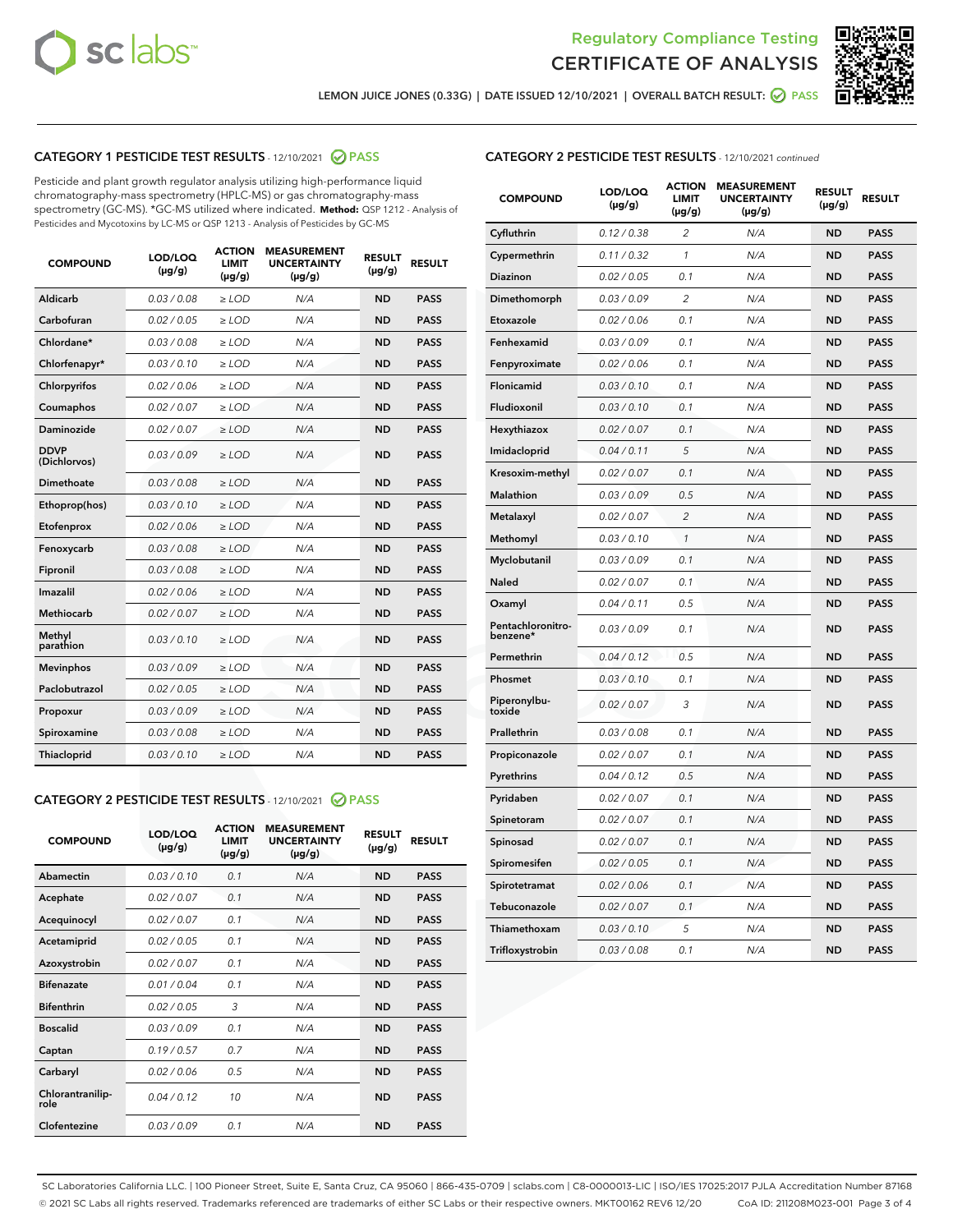Regulatory Compliance Testing
CERTIFICATE OF ANALYSIS

LEMON JUICE JONES (0.33G) | DATE ISSUED 12/10/2021 | OVERALL BATCH RESULT: PASS

## CATEGORY 1 PESTICIDE TEST RESULTS - 12/10/2021 PASS

Pesticide and plant growth regulator analysis utilizing high-performance liquid chromatography-mass spectrometry (HPLC-MS) or gas chromatography-mass spectrometry (GC-MS). *GC-MS utilized where indicated. **Method:** QSP 1212 - Analysis of Pesticides and Mycotoxins by LC-MS or QSP 1213 - Analysis of Pesticides by GC-MS

| COMPOUND | LOD/LOQ (µg/g) | ACTION LIMIT (µg/g) | MEASUREMENT UNCERTAINTY (µg/g) | RESULT (µg/g) | RESULT |
|---|---|---|---|---|---|
| Aldicarb | 0.03 / 0.08 | ≥ LOD | N/A | ND | PASS |
| Carbofuran | 0.02 / 0.05 | ≥ LOD | N/A | ND | PASS |
| Chlordane* | 0.03 / 0.08 | ≥ LOD | N/A | ND | PASS |
| Chlorfenapyr* | 0.03 / 0.10 | ≥ LOD | N/A | ND | PASS |
| Chlorpyrifos | 0.02 / 0.06 | ≥ LOD | N/A | ND | PASS |
| Coumaphos | 0.02 / 0.07 | ≥ LOD | N/A | ND | PASS |
| Daminozide | 0.02 / 0.07 | ≥ LOD | N/A | ND | PASS |
| DDVP (Dichlorvos) | 0.03 / 0.09 | ≥ LOD | N/A | ND | PASS |
| Dimethoate | 0.03 / 0.08 | ≥ LOD | N/A | ND | PASS |
| Ethoprop(hos) | 0.03 / 0.10 | ≥ LOD | N/A | ND | PASS |
| Etofenprox | 0.02 / 0.06 | ≥ LOD | N/A | ND | PASS |
| Fenoxycarb | 0.03 / 0.08 | ≥ LOD | N/A | ND | PASS |
| Fipronil | 0.03 / 0.08 | ≥ LOD | N/A | ND | PASS |
| Imazalil | 0.02 / 0.06 | ≥ LOD | N/A | ND | PASS |
| Methiocarb | 0.02 / 0.07 | ≥ LOD | N/A | ND | PASS |
| Methyl parathion | 0.03 / 0.10 | ≥ LOD | N/A | ND | PASS |
| Mevinphos | 0.03 / 0.09 | ≥ LOD | N/A | ND | PASS |
| Paclobutrazol | 0.02 / 0.05 | ≥ LOD | N/A | ND | PASS |
| Propoxur | 0.03 / 0.09 | ≥ LOD | N/A | ND | PASS |
| Spiroxamine | 0.03 / 0.08 | ≥ LOD | N/A | ND | PASS |
| Thiacloprid | 0.03 / 0.10 | ≥ LOD | N/A | ND | PASS |

## CATEGORY 2 PESTICIDE TEST RESULTS - 12/10/2021 PASS

| COMPOUND | LOD/LOQ (µg/g) | ACTION LIMIT (µg/g) | MEASUREMENT UNCERTAINTY (µg/g) | RESULT (µg/g) | RESULT |
|---|---|---|---|---|---|
| Abamectin | 0.03 / 0.10 | 0.1 | N/A | ND | PASS |
| Acephate | 0.02 / 0.07 | 0.1 | N/A | ND | PASS |
| Acequinocyl | 0.02 / 0.07 | 0.1 | N/A | ND | PASS |
| Acetamiprid | 0.02 / 0.05 | 0.1 | N/A | ND | PASS |
| Azoxystrobin | 0.02 / 0.07 | 0.1 | N/A | ND | PASS |
| Bifenazate | 0.01 / 0.04 | 0.1 | N/A | ND | PASS |
| Bifenthrin | 0.02 / 0.05 | 3 | N/A | ND | PASS |
| Boscalid | 0.03 / 0.09 | 0.1 | N/A | ND | PASS |
| Captan | 0.19 / 0.57 | 0.7 | N/A | ND | PASS |
| Carbaryl | 0.02 / 0.06 | 0.5 | N/A | ND | PASS |
| Chlorantraniliprole | 0.04 / 0.12 | 10 | N/A | ND | PASS |
| Clofentezine | 0.03 / 0.09 | 0.1 | N/A | ND | PASS |
| Cyfluthrin | 0.12 / 0.38 | 2 | N/A | ND | PASS |
| Cypermethrin | 0.11 / 0.32 | 1 | N/A | ND | PASS |
| Diazinon | 0.02 / 0.05 | 0.1 | N/A | ND | PASS |
| Dimethomorph | 0.03 / 0.09 | 2 | N/A | ND | PASS |
| Etoxazole | 0.02 / 0.06 | 0.1 | N/A | ND | PASS |
| Fenhexamid | 0.03 / 0.09 | 0.1 | N/A | ND | PASS |
| Fenpyroximate | 0.02 / 0.06 | 0.1 | N/A | ND | PASS |
| Flonicamid | 0.03 / 0.10 | 0.1 | N/A | ND | PASS |
| Fludioxonil | 0.03 / 0.10 | 0.1 | N/A | ND | PASS |
| Hexythiazox | 0.02 / 0.07 | 0.1 | N/A | ND | PASS |
| Imidacloprid | 0.04 / 0.11 | 5 | N/A | ND | PASS |
| Kresoxim-methyl | 0.02 / 0.07 | 0.1 | N/A | ND | PASS |
| Malathion | 0.03 / 0.09 | 0.5 | N/A | ND | PASS |
| Metalaxyl | 0.02 / 0.07 | 2 | N/A | ND | PASS |
| Methomyl | 0.03 / 0.10 | 1 | N/A | ND | PASS |
| Myclobutanil | 0.03 / 0.09 | 0.1 | N/A | ND | PASS |
| Naled | 0.02 / 0.07 | 0.1 | N/A | ND | PASS |
| Oxamyl | 0.04 / 0.11 | 0.5 | N/A | ND | PASS |
| Pentachloronitrobenzene* | 0.03 / 0.09 | 0.1 | N/A | ND | PASS |
| Permethrin | 0.04 / 0.12 | 0.5 | N/A | ND | PASS |
| Phosmet | 0.03 / 0.10 | 0.1 | N/A | ND | PASS |
| Piperonylbutoxide | 0.02 / 0.07 | 3 | N/A | ND | PASS |
| Prallethrin | 0.03 / 0.08 | 0.1 | N/A | ND | PASS |
| Propiconazole | 0.02 / 0.07 | 0.1 | N/A | ND | PASS |
| Pyrethrins | 0.04 / 0.12 | 0.5 | N/A | ND | PASS |
| Pyridaben | 0.02 / 0.07 | 0.1 | N/A | ND | PASS |
| Spinetoram | 0.02 / 0.07 | 0.1 | N/A | ND | PASS |
| Spinosad | 0.02 / 0.07 | 0.1 | N/A | ND | PASS |
| Spiromesifen | 0.02 / 0.05 | 0.1 | N/A | ND | PASS |
| Spirotetramat | 0.02 / 0.06 | 0.1 | N/A | ND | PASS |
| Tebuconazole | 0.02 / 0.07 | 0.1 | N/A | ND | PASS |
| Thiamethoxam | 0.03 / 0.10 | 5 | N/A | ND | PASS |
| Trifloxystrobin | 0.03 / 0.08 | 0.1 | N/A | ND | PASS |

SC Laboratories California LLC. | 100 Pioneer Street, Suite E, Santa Cruz, CA 95060 | 866-435-0709 | sclabs.com | C8-0000013-LIC | ISO/IES 17025:2017 PJLA Accreditation Number 87168
© 2021 SC Labs all rights reserved. Trademarks referenced are trademarks of either SC Labs or their respective owners. MKT00162 REV6 12/20 CoA ID: 211208M023-001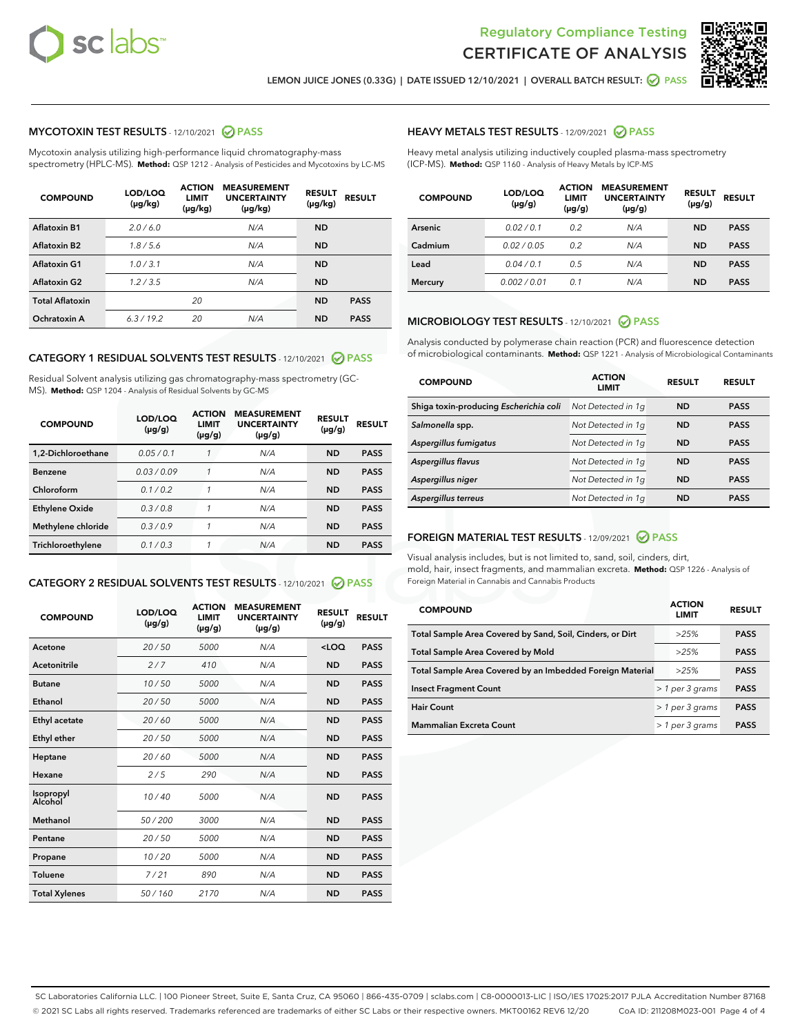Regulatory Compliance Testing
CERTIFICATE OF ANALYSIS

LEMON JUICE JONES (0.33G) | DATE ISSUED 12/10/2021 | OVERALL BATCH RESULT: PASS

## MYCOTOXIN TEST RESULTS - 12/10/2021 PASS

Mycotoxin analysis utilizing high-performance liquid chromatography-mass spectrometry (HPLC-MS). **Method:** QSP 1212 - Analysis of Pesticides and Mycotoxins by LC-MS

| COMPOUND | LOD/LOQ (µg/kg) | ACTION LIMIT (µg/kg) | MEASUREMENT UNCERTAINTY (µg/kg) | RESULT (µg/kg) | RESULT |
|---|---|---|---|---|---|
| Aflatoxin B1 | 2.0 / 6.0 | | N/A | ND | |
| Aflatoxin B2 | 1.8 / 5.6 | | N/A | ND | |
| Aflatoxin G1 | 1.0 / 3.1 | | N/A | ND | |
| Aflatoxin G2 | 1.2 / 3.5 | | N/A | ND | |
| Total Aflatoxin | | 20 | | ND | PASS |
| Ochratoxin A | 6.3 / 19.2 | 20 | N/A | ND | PASS |

## CATEGORY 1 RESIDUAL SOLVENTS TEST RESULTS - 12/10/2021 PASS

Residual Solvent analysis utilizing gas chromatography-mass spectrometry (GC-MS). **Method:** QSP 1204 - Analysis of Residual Solvents by GC-MS

| COMPOUND | LOD/LOQ (µg/g) | ACTION LIMIT (µg/g) | MEASUREMENT UNCERTAINTY (µg/g) | RESULT (µg/g) | RESULT |
|---|---|---|---|---|---|
| 1,2-Dichloroethane | 0.05 / 0.1 | 1 | N/A | ND | PASS |
| Benzene | 0.03 / 0.09 | 1 | N/A | ND | PASS |
| Chloroform | 0.1 / 0.2 | 1 | N/A | ND | PASS |
| Ethylene Oxide | 0.3 / 0.8 | 1 | N/A | ND | PASS |
| Methylene chloride | 0.3 / 0.9 | 1 | N/A | ND | PASS |
| Trichloroethylene | 0.1 / 0.3 | 1 | N/A | ND | PASS |

## CATEGORY 2 RESIDUAL SOLVENTS TEST RESULTS - 12/10/2021 PASS

| COMPOUND | LOD/LOQ (µg/g) | ACTION LIMIT (µg/g) | MEASUREMENT UNCERTAINTY (µg/g) | RESULT (µg/g) | RESULT |
|---|---|---|---|---|---|
| Acetone | 20 / 50 | 5000 | N/A | <LOQ | PASS |
| Acetonitrile | 2 / 7 | 410 | N/A | ND | PASS |
| Butane | 10 / 50 | 5000 | N/A | ND | PASS |
| Ethanol | 20 / 50 | 5000 | N/A | ND | PASS |
| Ethyl acetate | 20 / 60 | 5000 | N/A | ND | PASS |
| Ethyl ether | 20 / 50 | 5000 | N/A | ND | PASS |
| Heptane | 20 / 60 | 5000 | N/A | ND | PASS |
| Hexane | 2 / 5 | 290 | N/A | ND | PASS |
| Isopropyl Alcohol | 10 / 40 | 5000 | N/A | ND | PASS |
| Methanol | 50 / 200 | 3000 | N/A | ND | PASS |
| Pentane | 20 / 50 | 5000 | N/A | ND | PASS |
| Propane | 10 / 20 | 5000 | N/A | ND | PASS |
| Toluene | 7 / 21 | 890 | N/A | ND | PASS |
| Total Xylenes | 50 / 160 | 2170 | N/A | ND | PASS |

## HEAVY METALS TEST RESULTS - 12/09/2021 PASS

Heavy metal analysis utilizing inductively coupled plasma-mass spectrometry (ICP-MS). **Method:** QSP 1160 - Analysis of Heavy Metals by ICP-MS

| COMPOUND | LOD/LOQ (µg/g) | ACTION LIMIT (µg/g) | MEASUREMENT UNCERTAINTY (µg/g) | RESULT (µg/g) | RESULT |
|---|---|---|---|---|---|
| Arsenic | 0.02 / 0.1 | 0.2 | N/A | ND | PASS |
| Cadmium | 0.02 / 0.05 | 0.2 | N/A | ND | PASS |
| Lead | 0.04 / 0.1 | 0.5 | N/A | ND | PASS |
| Mercury | 0.002 / 0.01 | 0.1 | N/A | ND | PASS |

## MICROBIOLOGY TEST RESULTS - 12/10/2021 PASS

Analysis conducted by polymerase chain reaction (PCR) and fluorescence detection of microbiological contaminants. **Method:** QSP 1221 - Analysis of Microbiological Contaminants

| COMPOUND | ACTION LIMIT | RESULT | RESULT |
|---|---|---|---|
| Shiga toxin-producing *Escherichia coli* | Not Detected in 1g | ND | PASS |
| *Salmonella* spp. | Not Detected in 1g | ND | PASS |
| *Aspergillus fumigatus* | Not Detected in 1g | ND | PASS |
| *Aspergillus flavus* | Not Detected in 1g | ND | PASS |
| *Aspergillus niger* | Not Detected in 1g | ND | PASS |
| *Aspergillus terreus* | Not Detected in 1g | ND | PASS |

## FOREIGN MATERIAL TEST RESULTS - 12/09/2021 PASS

Visual analysis includes, but is not limited to, sand, soil, cinders, dirt, mold, hair, insect fragments, and mammalian excreta. **Method:** QSP 1226 - Analysis of Foreign Material in Cannabis and Cannabis Products

| COMPOUND | ACTION LIMIT | RESULT |
|---|---|---|
| Total Sample Area Covered by Sand, Soil, Cinders, or Dirt | >25% | PASS |
| Total Sample Area Covered by Mold | >25% | PASS |
| Total Sample Area Covered by an Imbedded Foreign Material | >25% | PASS |
| Insect Fragment Count | > 1 per 3 grams | PASS |
| Hair Count | > 1 per 3 grams | PASS |
| Mammalian Excreta Count | > 1 per 3 grams | PASS |

SC Laboratories California LLC. | 100 Pioneer Street, Suite E, Santa Cruz, CA 95060 | 866-435-0709 | sclabs.com | C8-0000013-LIC | ISO/IES 17025:2017 PJLA Accreditation Number 87168
© 2021 SC Labs all rights reserved. Trademarks referenced are trademarks of either SC Labs or their respective owners. MKT00162 REV6 12/20 CoA ID: 211208M023-001